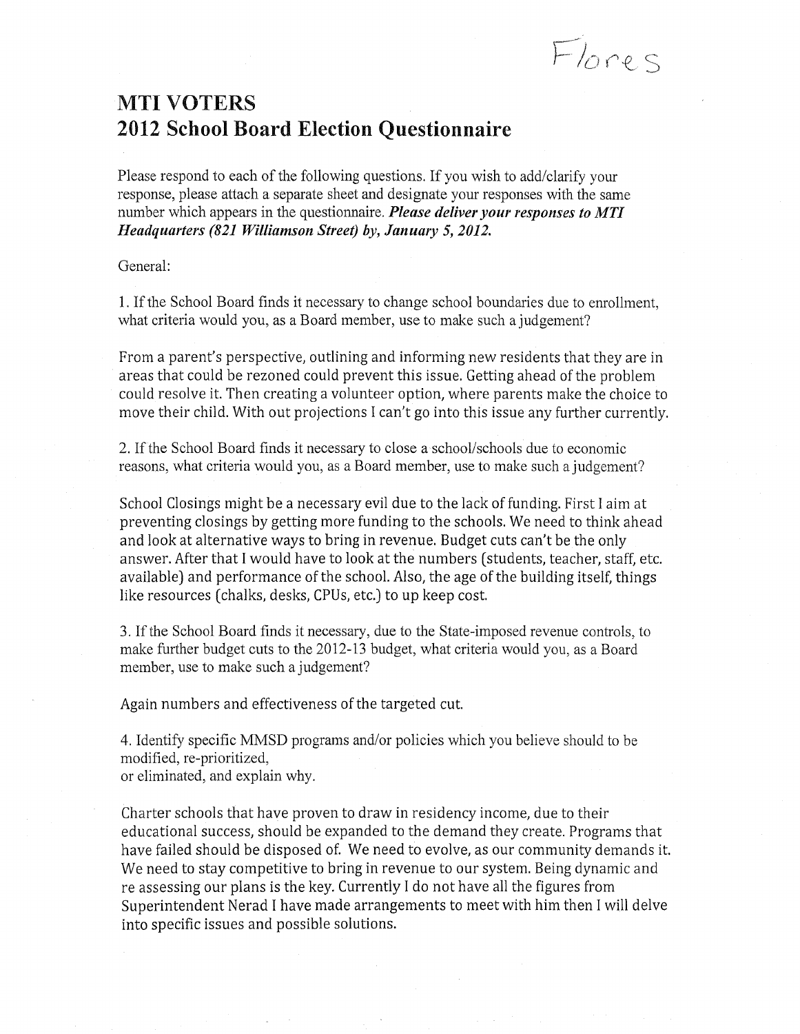Flores

# MTI VOTERS
# 2012 School Board Election Questionnaire

Please respond to each of the following questions. If you wish to add/clarify your response, please attach a separate sheet and designate your responses with the same number which appears in the questionnaire. ***Please deliver your responses to MTI Headquarters (821 Williamson Street) by, January 5, 2012.***

General:

1. If the School Board finds it necessary to change school boundaries due to enrollment, what criteria would you, as a Board member, use to make such a judgement?

From a parent's perspective, outlining and informing new residents that they are in areas that could be rezoned could prevent this issue. Getting ahead of the problem could resolve it. Then creating a volunteer option, where parents make the choice to move their child. With out projections I can't go into this issue any further currently.

2. If the School Board finds it necessary to close a school/schools due to economic reasons, what criteria would you, as a Board member, use to make such a judgement?

School Closings might be a necessary evil due to the lack of funding. First I aim at preventing closings by getting more funding to the schools. We need to think ahead and look at alternative ways to bring in revenue. Budget cuts can't be the only answer. After that I would have to look at the numbers (students, teacher, staff, etc. available) and performance of the school. Also, the age of the building itself, things like resources (chalks, desks, CPUs, etc.) to up keep cost.

3. If the School Board finds it necessary, due to the State-imposed revenue controls, to make further budget cuts to the 2012-13 budget, what criteria would you, as a Board member, use to make such a judgement?

Again numbers and effectiveness of the targeted cut.

4. Identify specific MMSD programs and/or policies which you believe should to be modified, re-prioritized,
or eliminated, and explain why.

Charter schools that have proven to draw in residency income, due to their educational success, should be expanded to the demand they create. Programs that have failed should be disposed of. We need to evolve, as our community demands it. We need to stay competitive to bring in revenue to our system. Being dynamic and re assessing our plans is the key. Currently I do not have all the figures from Superintendent Nerad I have made arrangements to meet with him then I will delve into specific issues and possible solutions.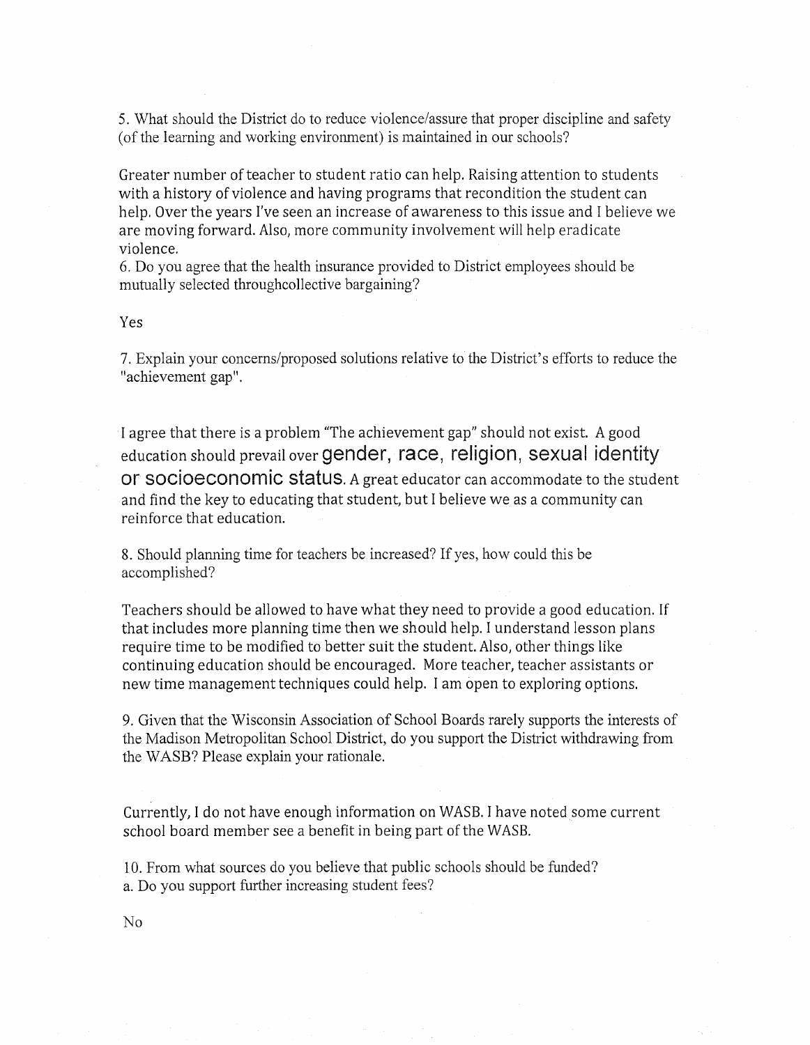5. What should the District do to reduce violence/assure that proper discipline and safety (of the learning and working environment) is maintained in our schools?

Greater number of teacher to student ratio can help. Raising attention to students with a history of violence and having programs that recondition the student can help. Over the years I've seen an increase of awareness to this issue and I believe we are moving forward. Also, more community involvement will help eradicate violence.

6. Do you agree that the health insurance provided to District employees should be mutually selected throughcollective bargaining?

Yes

7. Explain your concerns/proposed solutions relative to the District's efforts to reduce the "achievement gap".

I agree that there is a problem "The achievement gap" should not exist. A good education should prevail over gender, race, religion, sexual identity or socioeconomic status. A great educator can accommodate to the student and find the key to educating that student, but I believe we as a community can reinforce that education.

8. Should planning time for teachers be increased? If yes, how could this be accomplished?

Teachers should be allowed to have what they need to provide a good education. If that includes more planning time then we should help. I understand lesson plans require time to be modified to better suit the student. Also, other things like continuing education should be encouraged. More teacher, teacher assistants or new time management techniques could help. I am open to exploring options.

9. Given that the Wisconsin Association of School Boards rarely supports the interests of the Madison Metropolitan School District, do you support the District withdrawing from the WASB? Please explain your rationale.

Currently, I do not have enough information on WASB. I have noted some current school board member see a benefit in being part of the WASB.

10. From what sources do you believe that public schools should be funded?
a. Do you support further increasing student fees?

No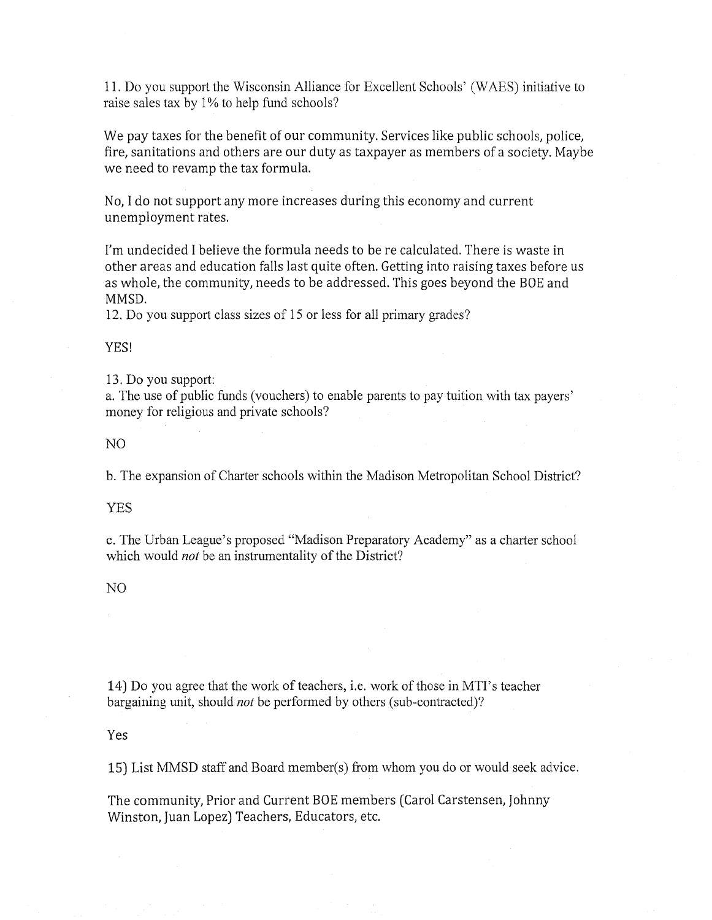11. Do you support the Wisconsin Alliance for Excellent Schools' (WAES) initiative to raise sales tax by 1% to help fund schools?

We pay taxes for the benefit of our community. Services like public schools, police, fire, sanitations and others are our duty as taxpayer as members of a society. Maybe we need to revamp the tax formula.

No, I do not support any more increases during this economy and current unemployment rates.

I'm undecided I believe the formula needs to be re calculated. There is waste in other areas and education falls last quite often. Getting into raising taxes before us as whole, the community, needs to be addressed. This goes beyond the BOE and MMSD.

12. Do you support class sizes of 15 or less for all primary grades?

YES!

13. Do you support:

a. The use of public funds (vouchers) to enable parents to pay tuition with tax payers' money for religious and private schools?

NO

b. The expansion of Charter schools within the Madison Metropolitan School District?

YES

c. The Urban League's proposed "Madison Preparatory Academy" as a charter school which would *not* be an instrumentality of the District?

NO

14) Do you agree that the work of teachers, i.e. work of those in MTI's teacher bargaining unit, should *not* be performed by others (sub-contracted)?

Yes

15) List MMSD staff and Board member(s) from whom you do or would seek advice.

The community, Prior and Current BOE members (Carol Carstensen, Johnny Winston, Juan Lopez) Teachers, Educators, etc.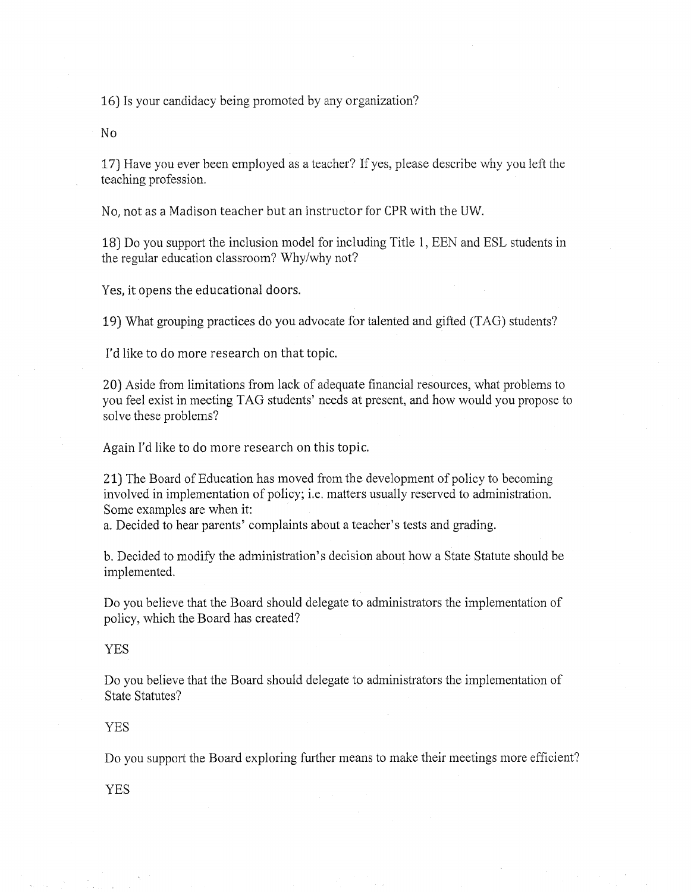16) Is your candidacy being promoted by any organization?

No

17) Have you ever been employed as a teacher? If yes, please describe why you left the teaching profession.

No, not as a Madison teacher but an instructor for CPR with the UW.

18) Do you support the inclusion model for including Title 1, EEN and ESL students in the regular education classroom? Why/why not?

Yes, it opens the educational doors.

19) What grouping practices do you advocate for talented and gifted (TAG) students?

I'd like to do more research on that topic.

20) Aside from limitations from lack of adequate financial resources, what problems to you feel exist in meeting TAG students' needs at present, and how would you propose to solve these problems?

Again I'd like to do more research on this topic.

21) The Board of Education has moved from the development of policy to becoming involved in implementation of policy; i.e. matters usually reserved to administration. Some examples are when it:

a. Decided to hear parents' complaints about a teacher's tests and grading.

b. Decided to modify the administration's decision about how a State Statute should be implemented.

Do you believe that the Board should delegate to administrators the implementation of policy, which the Board has created?

YES

Do you believe that the Board should delegate to administrators the implementation of State Statutes?

YES

Do you support the Board exploring further means to make their meetings more efficient?

YES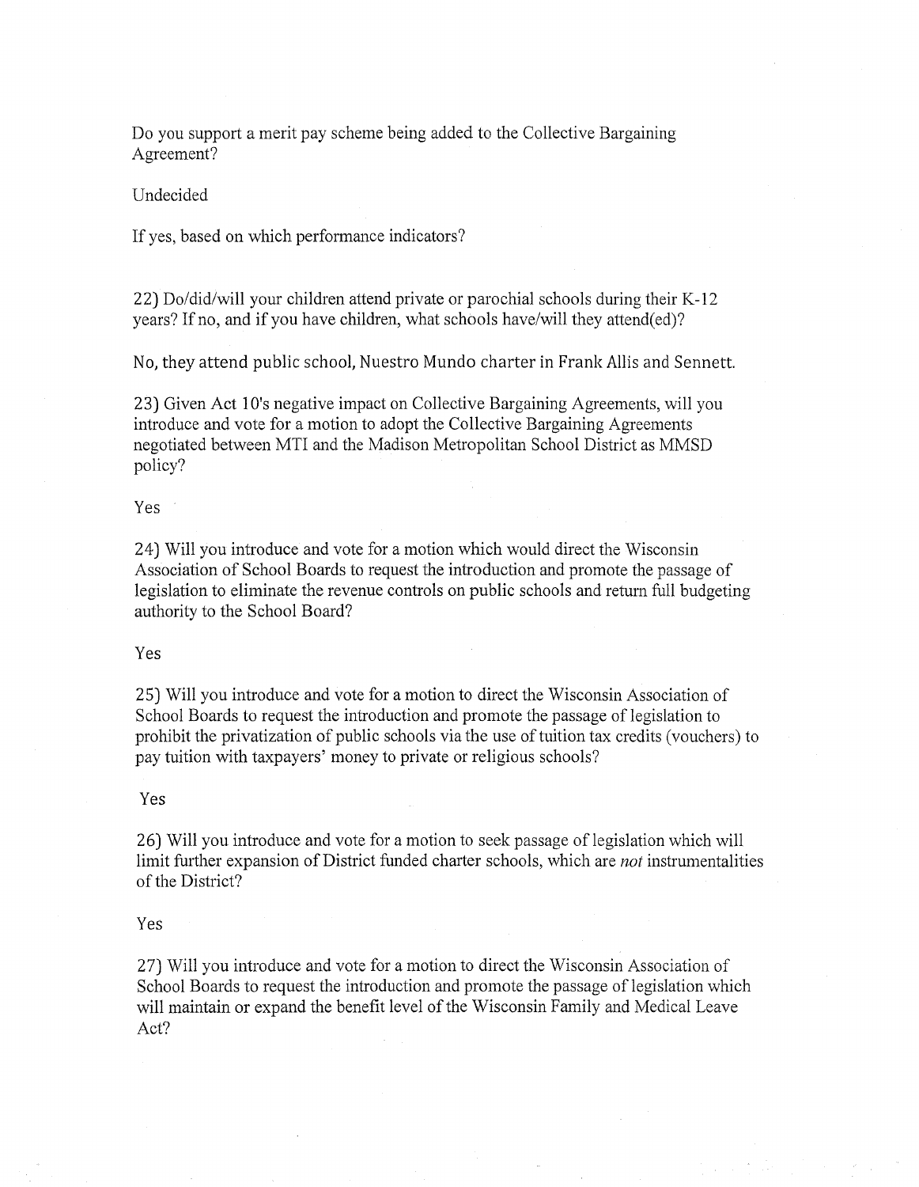Do you support a merit pay scheme being added to the Collective Bargaining Agreement?

Undecided

If yes, based on which performance indicators?

22) Do/did/will your children attend private or parochial schools during their K-12 years? If no, and if you have children, what schools have/will they attend(ed)?

No, they attend public school, Nuestro Mundo charter in Frank Allis and Sennett.

23) Given Act 10's negative impact on Collective Bargaining Agreements, will you introduce and vote for a motion to adopt the Collective Bargaining Agreements negotiated between MTI and the Madison Metropolitan School District as MMSD policy?

Yes

24) Will you introduce and vote for a motion which would direct the Wisconsin Association of School Boards to request the introduction and promote the passage of legislation to eliminate the revenue controls on public schools and return full budgeting authority to the School Board?

Yes

25) Will you introduce and vote for a motion to direct the Wisconsin Association of School Boards to request the introduction and promote the passage of legislation to prohibit the privatization of public schools via the use of tuition tax credits (vouchers) to pay tuition with taxpayers' money to private or religious schools?

Yes

26) Will you introduce and vote for a motion to seek passage of legislation which will limit further expansion of District funded charter schools, which are *not* instrumentalities of the District?

Yes

27) Will you introduce and vote for a motion to direct the Wisconsin Association of School Boards to request the introduction and promote the passage of legislation which will maintain or expand the benefit level of the Wisconsin Family and Medical Leave Act?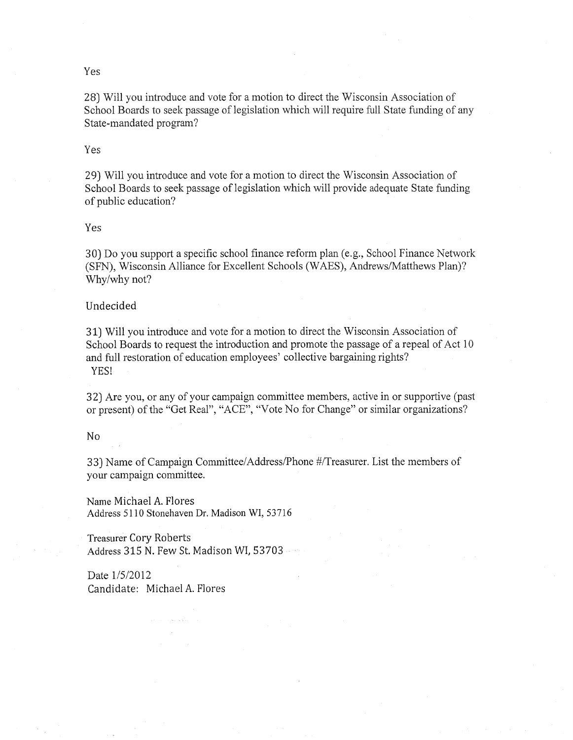Yes

28) Will you introduce and vote for a motion to direct the Wisconsin Association of School Boards to seek passage of legislation which will require full State funding of any State-mandated program?

Yes

29) Will you introduce and vote for a motion to direct the Wisconsin Association of School Boards to seek passage of legislation which will provide adequate State funding of public education?

Yes

30) Do you support a specific school finance reform plan (e.g., School Finance Network (SFN), Wisconsin Alliance for Excellent Schools (WAES), Andrews/Matthews Plan)? Why/why not?

Undecided

31) Will you introduce and vote for a motion to direct the Wisconsin Association of School Boards to request the introduction and promote the passage of a repeal of Act 10 and full restoration of education employees' collective bargaining rights?
YES!

32) Are you, or any of your campaign committee members, active in or supportive (past or present) of the "Get Real", "ACE", "Vote No for Change" or similar organizations?

No

33) Name of Campaign Committee/Address/Phone #/Treasurer. List the members of your campaign committee.

Name Michael A. Flores
Address 5110 Stonehaven Dr. Madison WI, 53716

Treasurer Cory Roberts
Address 315 N. Few St. Madison WI, 53703

Date 1/5/2012
Candidate: Michael A. Flores